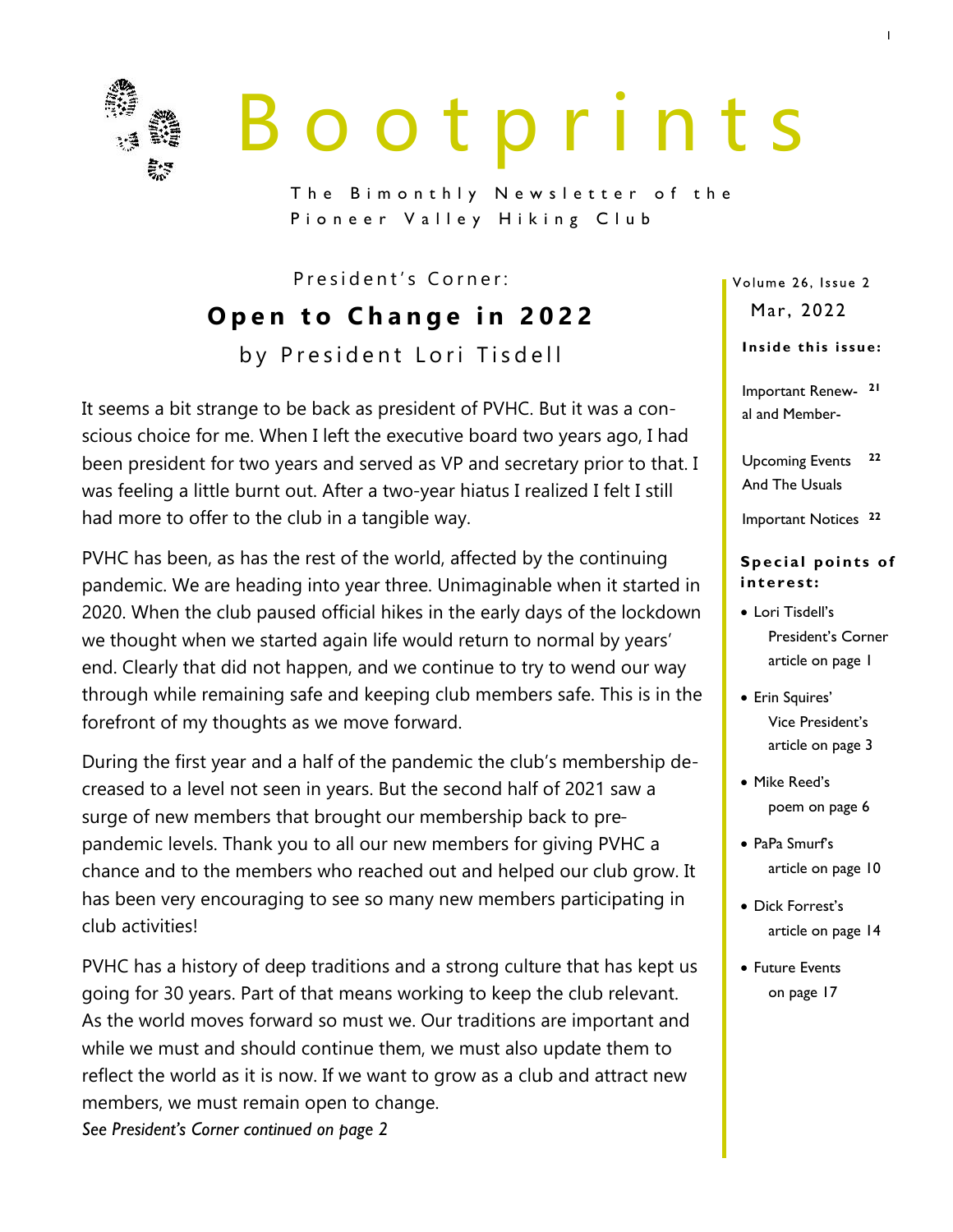# Bootprints

The Bimonthly Newsletter of the Pioneer Valley Hiking Club

Volume 26, Issue 2

Mar, 2022

**Inside this issue:**

| | |
|---|---|
| Important Renewal and Member- | 21 |
| Upcoming Events And The Usuals | 22 |
| Important Notices | 22 |

**Special points of interest:**

- Lori Tisdell's President's Corner article on page 1
- Erin Squires' Vice President's article on page 3
- Mike Reed's poem on page 6
- PaPa Smurf's article on page 10
- Dick Forrest's article on page 14
- Future Events on page 17

President's Corner:

## Open to Change in 2022

by President Lori Tisdell

It seems a bit strange to be back as president of PVHC. But it was a conscious choice for me. When I left the executive board two years ago, I had been president for two years and served as VP and secretary prior to that. I was feeling a little burnt out. After a two-year hiatus I realized I felt I still had more to offer to the club in a tangible way.

PVHC has been, as has the rest of the world, affected by the continuing pandemic. We are heading into year three. Unimaginable when it started in 2020. When the club paused official hikes in the early days of the lockdown we thought when we started again life would return to normal by years' end. Clearly that did not happen, and we continue to try to wend our way through while remaining safe and keeping club members safe. This is in the forefront of my thoughts as we move forward.

During the first year and a half of the pandemic the club's membership decreased to a level not seen in years. But the second half of 2021 saw a surge of new members that brought our membership back to pre-pandemic levels. Thank you to all our new members for giving PVHC a chance and to the members who reached out and helped our club grow. It has been very encouraging to see so many new members participating in club activities!

PVHC has a history of deep traditions and a strong culture that has kept us going for 30 years. Part of that means working to keep the club relevant. As the world moves forward so must we. Our traditions are important and while we must and should continue them, we must also update them to reflect the world as it is now. If we want to grow as a club and attract new members, we must remain open to change.

*See President's Corner continued on page 2*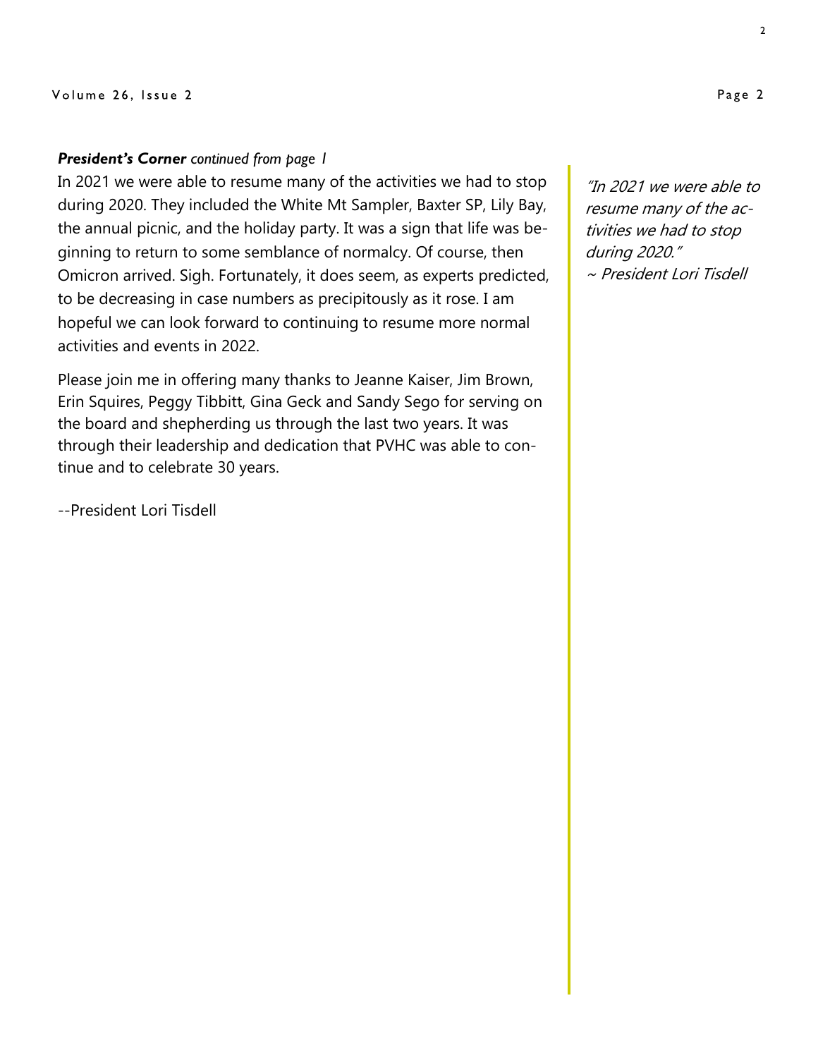***President's Corner*** *continued from page 1*

In 2021 we were able to resume many of the activities we had to stop during 2020. They included the White Mt Sampler, Baxter SP, Lily Bay, the annual picnic, and the holiday party. It was a sign that life was beginning to return to some semblance of normalcy. Of course, then Omicron arrived. Sigh. Fortunately, it does seem, as experts predicted, to be decreasing in case numbers as precipitously as it rose. I am hopeful we can look forward to continuing to resume more normal activities and events in 2022.

Please join me in offering many thanks to Jeanne Kaiser, Jim Brown, Erin Squires, Peggy Tibbitt, Gina Geck and Sandy Sego for serving on the board and shepherding us through the last two years. It was through their leadership and dedication that PVHC was able to continue and to celebrate 30 years.

--President Lori Tisdell

*"In 2021 we were able to resume many of the activities we had to stop during 2020."*
*~ President Lori Tisdell*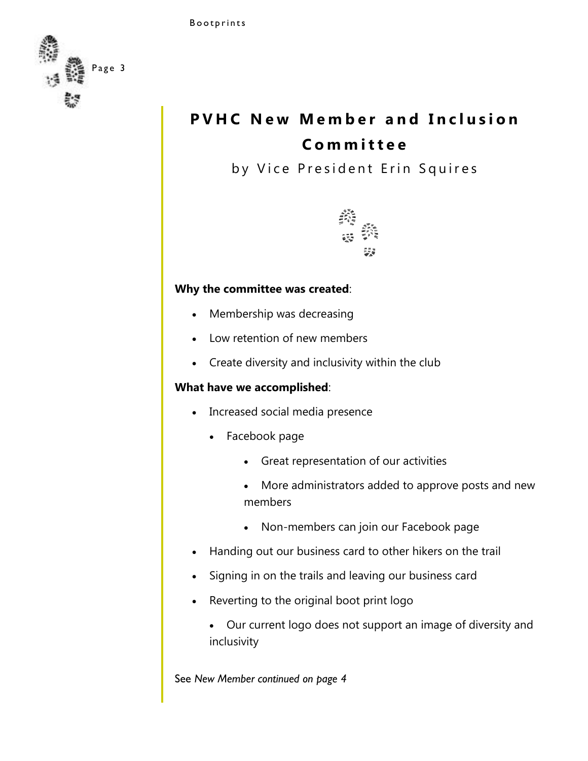# PVHC New Member and Inclusion Committee

by Vice President Erin Squires

**Why the committee was created**:

- Membership was decreasing
- Low retention of new members
- Create diversity and inclusivity within the club

**What have we accomplished**:

- Increased social media presence
  - Facebook page
    - Great representation of our activities
    - More administrators added to approve posts and new members
    - Non-members can join our Facebook page
- Handing out our business card to other hikers on the trail
- Signing in on the trails and leaving our business card
- Reverting to the original boot print logo
  - Our current logo does not support an image of diversity and inclusivity

See *New Member continued on page 4*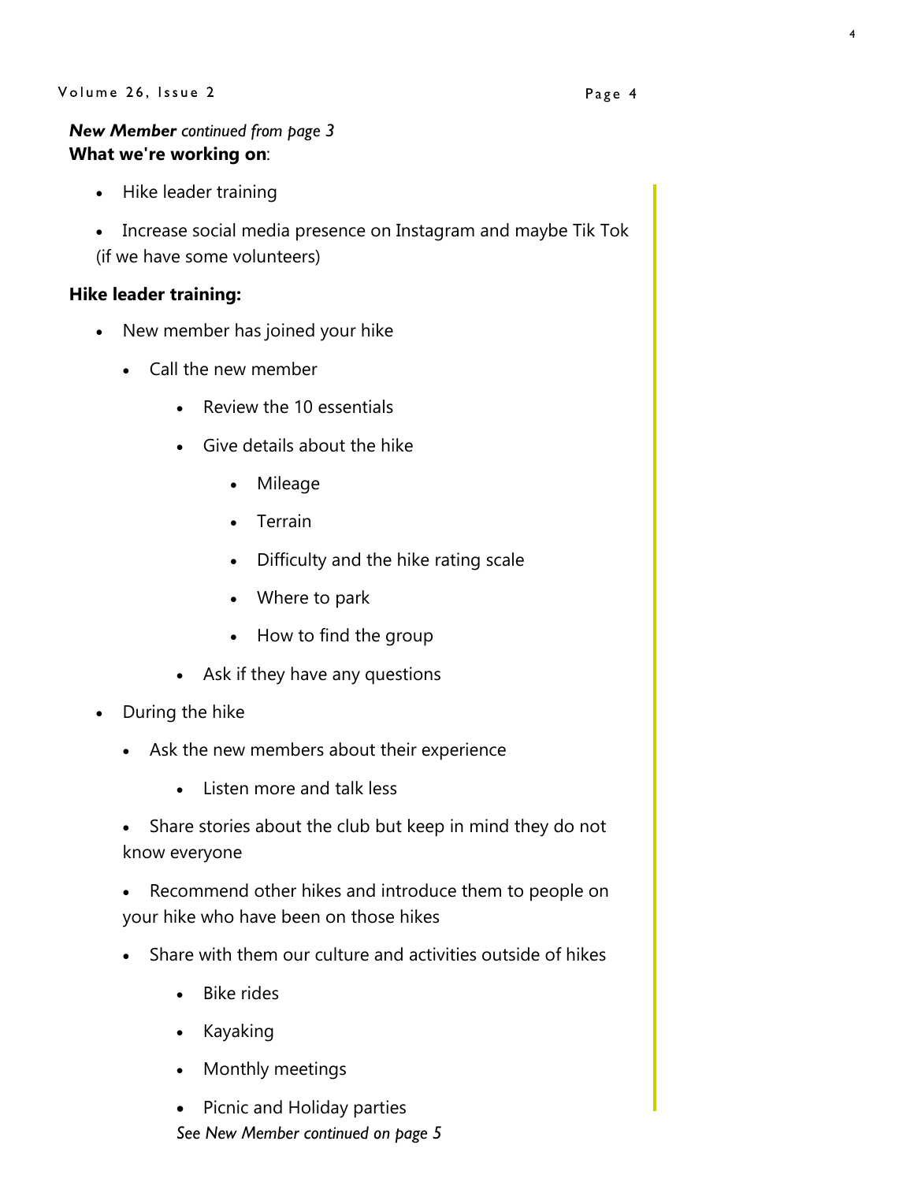***New Member** continued from page 3*

**What we're working on**:

- Hike leader training
- Increase social media presence on Instagram and maybe Tik Tok (if we have some volunteers)

**Hike leader training:**

- New member has joined your hike
  - Call the new member
    - Review the 10 essentials
    - Give details about the hike
      - Mileage
      - Terrain
      - Difficulty and the hike rating scale
      - Where to park
      - How to find the group
    - Ask if they have any questions
- During the hike
  - Ask the new members about their experience
    - Listen more and talk less
  - Share stories about the club but keep in mind they do not know everyone
  - Recommend other hikes and introduce them to people on your hike who have been on those hikes
  - Share with them our culture and activities outside of hikes
    - Bike rides
    - Kayaking
    - Monthly meetings
    - Picnic and Holiday parties

*See New Member continued on page 5*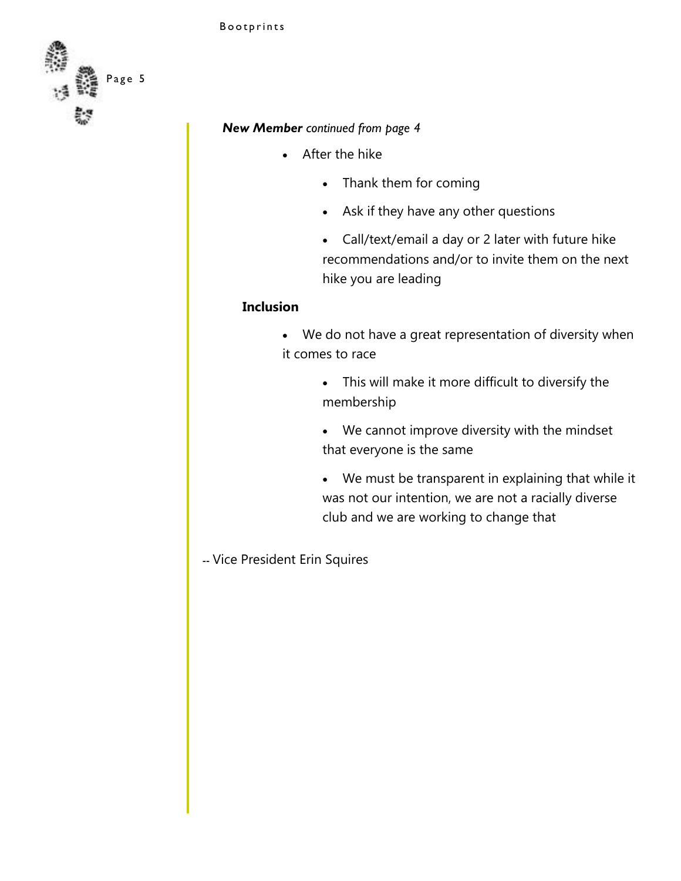***New Member** continued from page 4*

- After the hike
  - Thank them for coming
  - Ask if they have any other questions
  - Call/text/email a day or 2 later with future hike recommendations and/or to invite them on the next hike you are leading

**Inclusion**

- We do not have a great representation of diversity when it comes to race
  - This will make it more difficult to diversify the membership
  - We cannot improve diversity with the mindset that everyone is the same
  - We must be transparent in explaining that while it was not our intention, we are not a racially diverse club and we are working to change that

-- Vice President Erin Squires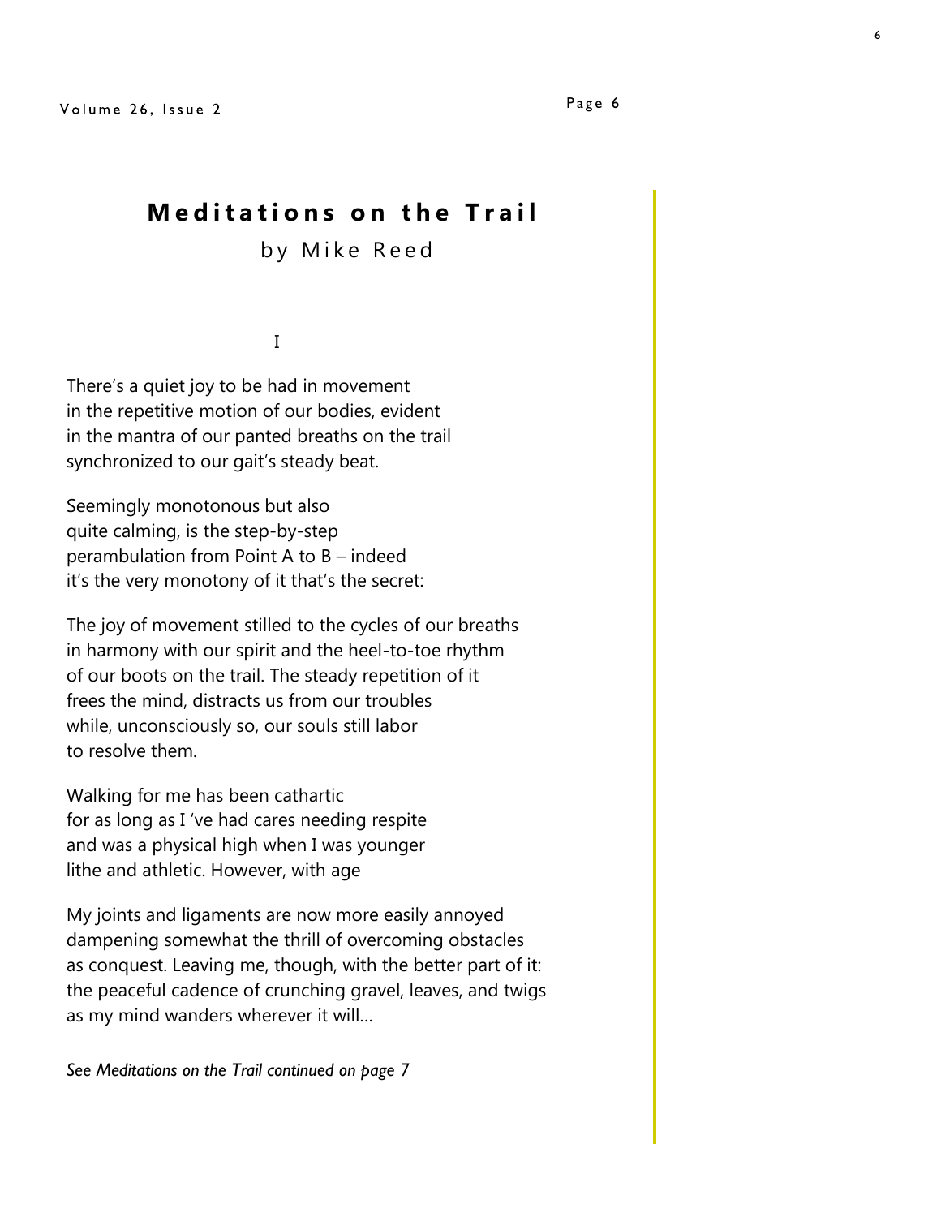# Meditations on the Trail

by Mike Reed

I

There's a quiet joy to be had in movement
in the repetitive motion of our bodies, evident
in the mantra of our panted breaths on the trail
synchronized to our gait's steady beat.

Seemingly monotonous but also
quite calming, is the step-by-step
perambulation from Point A to B – indeed
it's the very monotony of it that's the secret:

The joy of movement stilled to the cycles of our breaths
in harmony with our spirit and the heel-to-toe rhythm
of our boots on the trail. The steady repetition of it
frees the mind, distracts us from our troubles
while, unconsciously so, our souls still labor
to resolve them.

Walking for me has been cathartic
for as long as I 've had cares needing respite
and was a physical high when I was younger
lithe and athletic. However, with age

My joints and ligaments are now more easily annoyed
dampening somewhat the thrill of overcoming obstacles
as conquest. Leaving me, though, with the better part of it:
the peaceful cadence of crunching gravel, leaves, and twigs
as my mind wanders wherever it will…

*See Meditations on the Trail continued on page 7*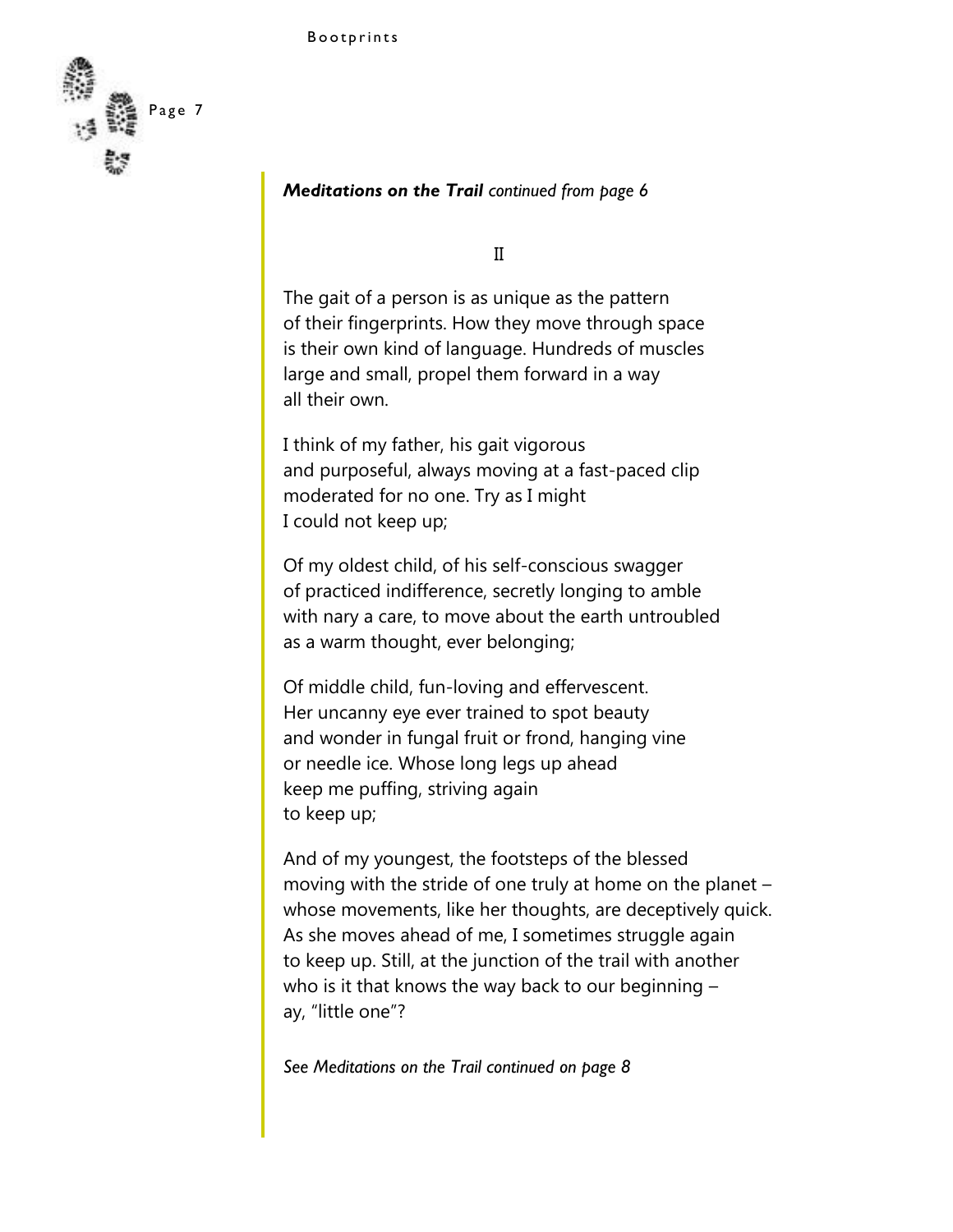***Meditations on the Trail** continued from page 6*

II

The gait of a person is as unique as the pattern
of their fingerprints. How they move through space
is their own kind of language. Hundreds of muscles
large and small, propel them forward in a way
all their own.

I think of my father, his gait vigorous
and purposeful, always moving at a fast-paced clip
moderated for no one. Try as I might
I could not keep up;

Of my oldest child, of his self-conscious swagger
of practiced indifference, secretly longing to amble
with nary a care, to move about the earth untroubled
as a warm thought, ever belonging;

Of middle child, fun-loving and effervescent.
Her uncanny eye ever trained to spot beauty
and wonder in fungal fruit or frond, hanging vine
or needle ice. Whose long legs up ahead
keep me puffing, striving again
to keep up;

And of my youngest, the footsteps of the blessed
moving with the stride of one truly at home on the planet –
whose movements, like her thoughts, are deceptively quick.
As she moves ahead of me, I sometimes struggle again
to keep up. Still, at the junction of the trail with another
who is it that knows the way back to our beginning –
ay, "little one"?

*See Meditations on the Trail continued on page 8*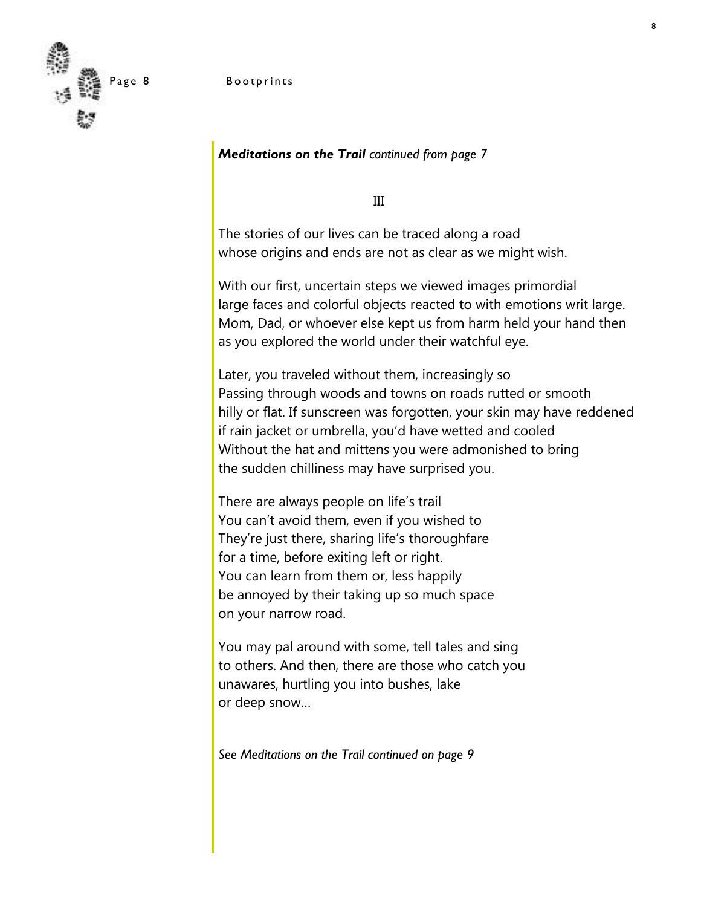***Meditations on the Trail*** *continued from page 7*

III

The stories of our lives can be traced along a road
whose origins and ends are not as clear as we might wish.

With our first, uncertain steps we viewed images primordial
large faces and colorful objects reacted to with emotions writ large.
Mom, Dad, or whoever else kept us from harm held your hand then
as you explored the world under their watchful eye.

Later, you traveled without them, increasingly so
Passing through woods and towns on roads rutted or smooth
hilly or flat. If sunscreen was forgotten, your skin may have reddened
if rain jacket or umbrella, you'd have wetted and cooled
Without the hat and mittens you were admonished to bring
the sudden chilliness may have surprised you.

There are always people on life's trail
You can't avoid them, even if you wished to
They're just there, sharing life's thoroughfare
for a time, before exiting left or right.
You can learn from them or, less happily
be annoyed by their taking up so much space
on your narrow road.

You may pal around with some, tell tales and sing
to others. And then, there are those who catch you
unawares, hurtling you into bushes, lake
or deep snow…

*See Meditations on the Trail continued on page 9*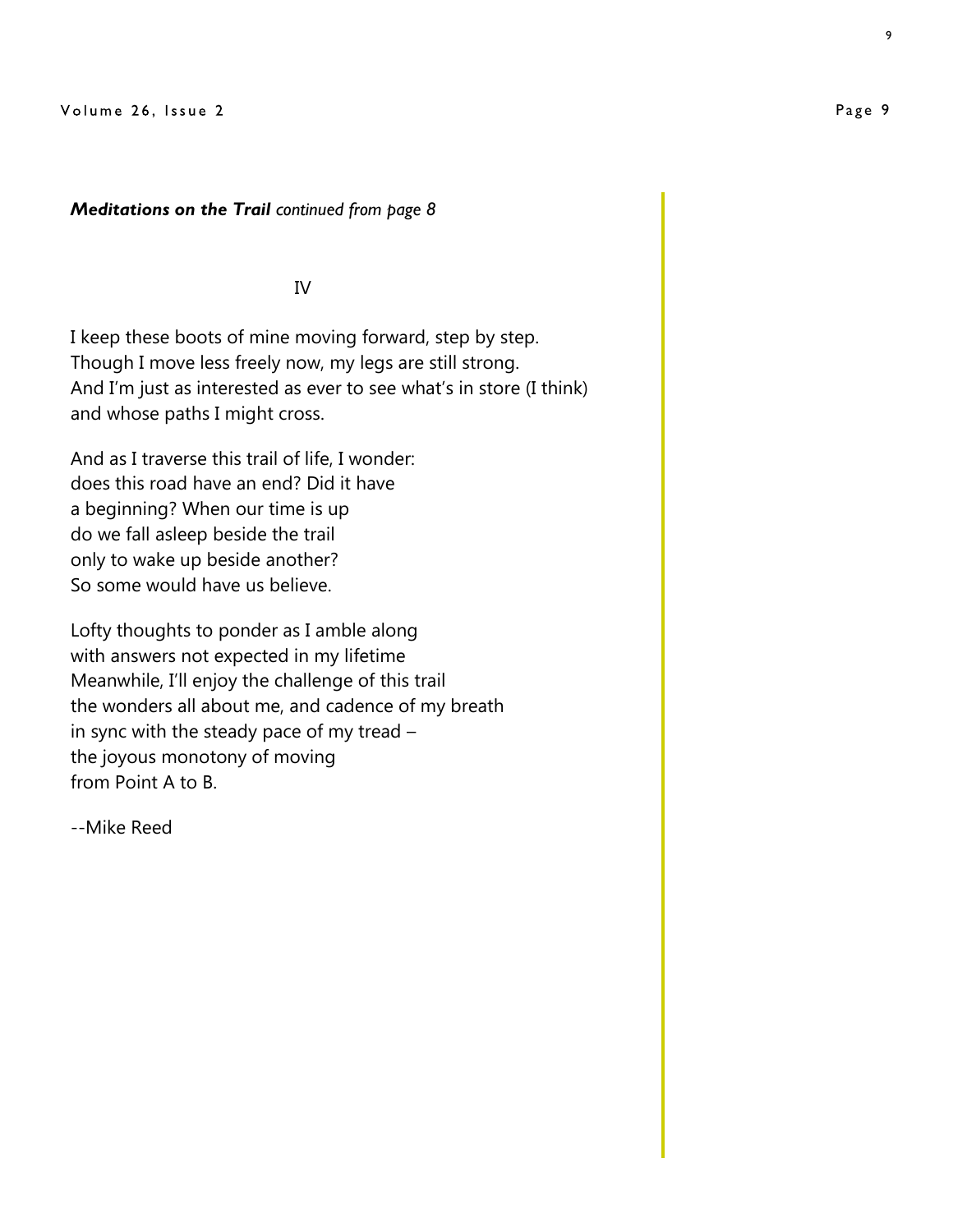***Meditations on the Trail*** *continued from page 8*

IV

I keep these boots of mine moving forward, step by step.
Though I move less freely now, my legs are still strong.
And I'm just as interested as ever to see what's in store (I think)
and whose paths I might cross.

And as I traverse this trail of life, I wonder:
does this road have an end? Did it have
a beginning? When our time is up
do we fall asleep beside the trail
only to wake up beside another?
So some would have us believe.

Lofty thoughts to ponder as I amble along
with answers not expected in my lifetime
Meanwhile, I'll enjoy the challenge of this trail
the wonders all about me, and cadence of my breath
in sync with the steady pace of my tread –
the joyous monotony of moving
from Point A to B.

--Mike Reed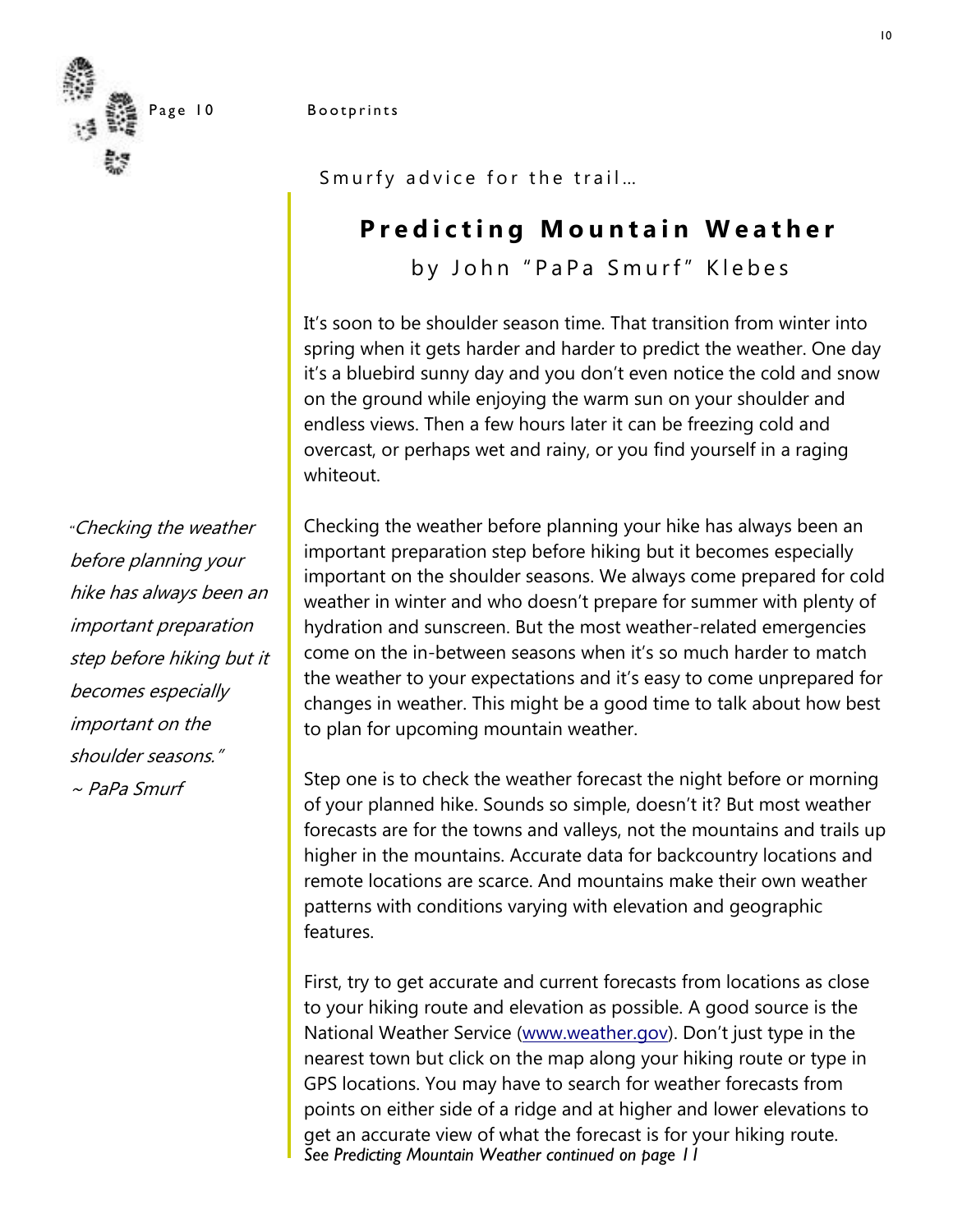Smurfy advice for the trail…

# Predicting Mountain Weather

by John "PaPa Smurf" Klebes

It's soon to be shoulder season time. That transition from winter into spring when it gets harder and harder to predict the weather. One day it's a bluebird sunny day and you don't even notice the cold and snow on the ground while enjoying the warm sun on your shoulder and endless views. Then a few hours later it can be freezing cold and overcast, or perhaps wet and rainy, or you find yourself in a raging whiteout.

*"Checking the weather before planning your hike has always been an important preparation step before hiking but it becomes especially important on the shoulder seasons." ~ PaPa Smurf*

Checking the weather before planning your hike has always been an important preparation step before hiking but it becomes especially important on the shoulder seasons. We always come prepared for cold weather in winter and who doesn't prepare for summer with plenty of hydration and sunscreen. But the most weather-related emergencies come on the in-between seasons when it's so much harder to match the weather to your expectations and it's easy to come unprepared for changes in weather. This might be a good time to talk about how best to plan for upcoming mountain weather.

Step one is to check the weather forecast the night before or morning of your planned hike. Sounds so simple, doesn't it? But most weather forecasts are for the towns and valleys, not the mountains and trails up higher in the mountains. Accurate data for backcountry locations and remote locations are scarce. And mountains make their own weather patterns with conditions varying with elevation and geographic features.

First, try to get accurate and current forecasts from locations as close to your hiking route and elevation as possible. A good source is the National Weather Service (www.weather.gov). Don't just type in the nearest town but click on the map along your hiking route or type in GPS locations. You may have to search for weather forecasts from points on either side of a ridge and at higher and lower elevations to get an accurate view of what the forecast is for your hiking route.

*See Predicting Mountain Weather continued on page 11*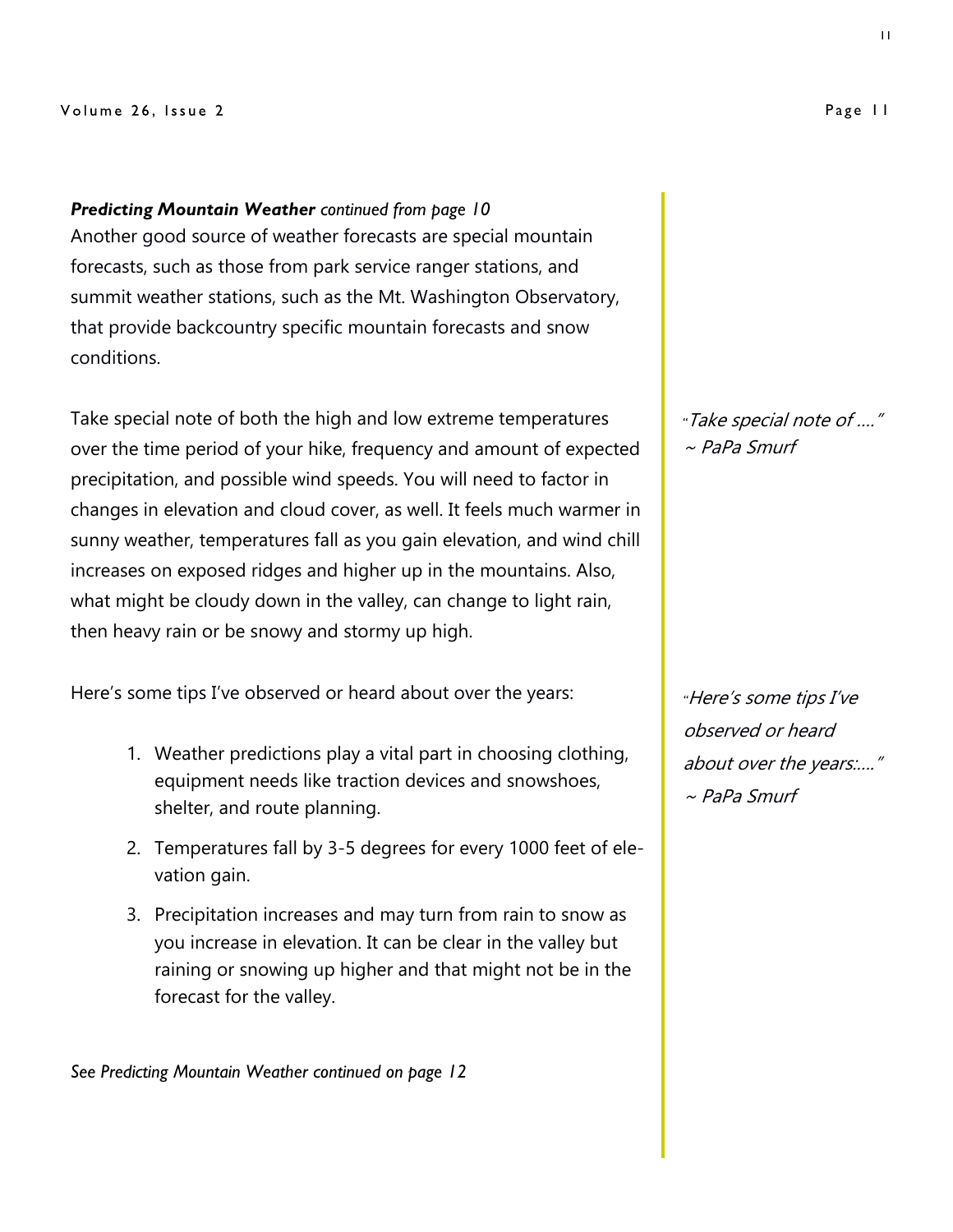***Predicting Mountain Weather*** *continued from page 10*

Another good source of weather forecasts are special mountain forecasts, such as those from park service ranger stations, and summit weather stations, such as the Mt. Washington Observatory, that provide backcountry specific mountain forecasts and snow conditions.

Take special note of both the high and low extreme temperatures over the time period of your hike, frequency and amount of expected precipitation, and possible wind speeds. You will need to factor in changes in elevation and cloud cover, as well. It feels much warmer in sunny weather, temperatures fall as you gain elevation, and wind chill increases on exposed ridges and higher up in the mountains. Also, what might be cloudy down in the valley, can change to light rain, then heavy rain or be snowy and stormy up high.

*"Take special note of …." ~ PaPa Smurf*

Here's some tips I've observed or heard about over the years:

*"Here's some tips I've observed or heard about over the years:…." ~ PaPa Smurf*

1. Weather predictions play a vital part in choosing clothing, equipment needs like traction devices and snowshoes, shelter, and route planning.
2. Temperatures fall by 3-5 degrees for every 1000 feet of elevation gain.
3. Precipitation increases and may turn from rain to snow as you increase in elevation. It can be clear in the valley but raining or snowing up higher and that might not be in the forecast for the valley.

*See Predicting Mountain Weather continued on page 12*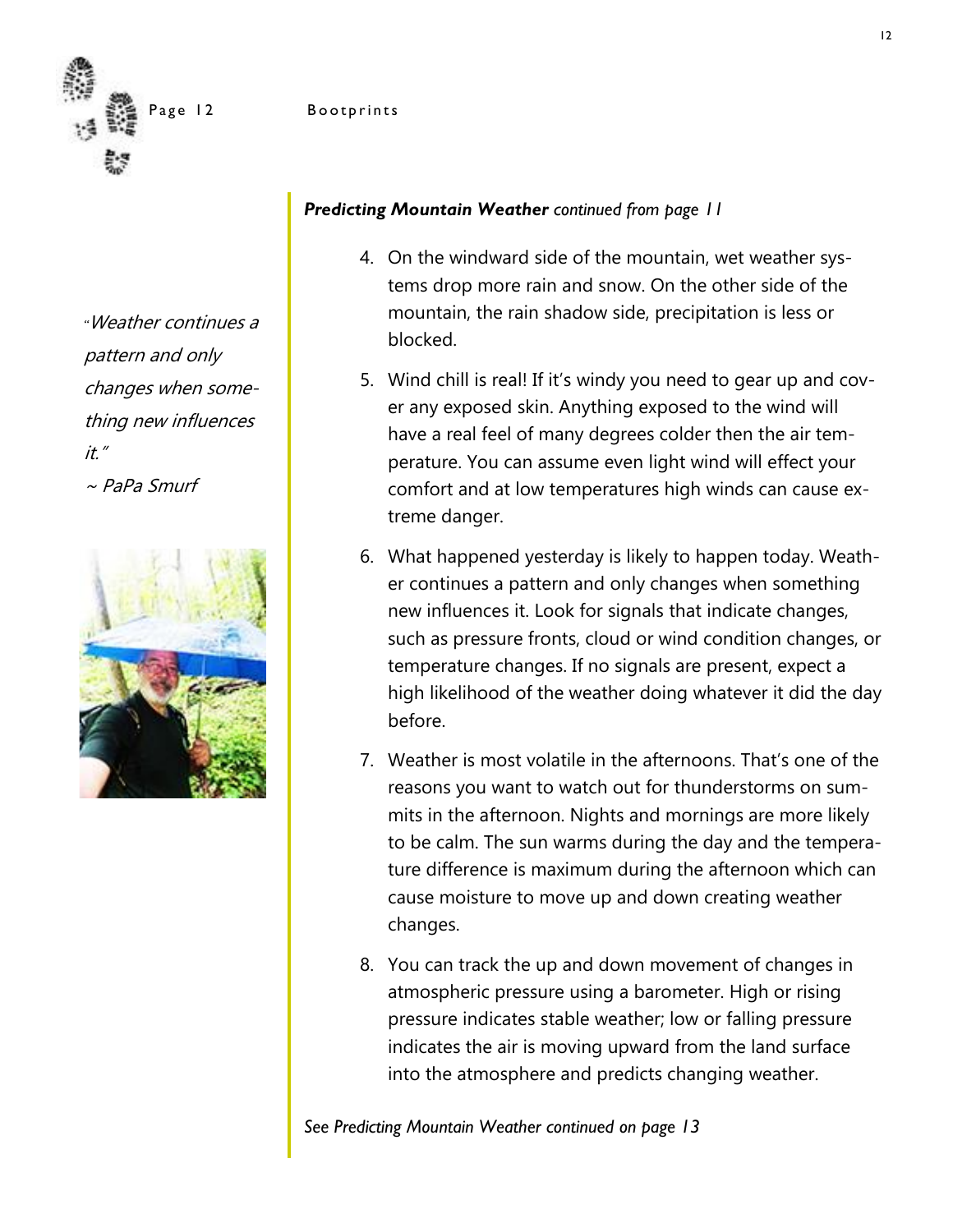*"Weather continues a pattern and only changes when something new influences it."*
*~ PaPa Smurf*

***Predicting Mountain Weather*** *continued from page 11*

4. On the windward side of the mountain, wet weather systems drop more rain and snow. On the other side of the mountain, the rain shadow side, precipitation is less or blocked.

5. Wind chill is real! If it's windy you need to gear up and cover any exposed skin. Anything exposed to the wind will have a real feel of many degrees colder then the air temperature. You can assume even light wind will effect your comfort and at low temperatures high winds can cause extreme danger.

6. What happened yesterday is likely to happen today. Weather continues a pattern and only changes when something new influences it. Look for signals that indicate changes, such as pressure fronts, cloud or wind condition changes, or temperature changes. If no signals are present, expect a high likelihood of the weather doing whatever it did the day before.

7. Weather is most volatile in the afternoons. That's one of the reasons you want to watch out for thunderstorms on summits in the afternoon. Nights and mornings are more likely to be calm. The sun warms during the day and the temperature difference is maximum during the afternoon which can cause moisture to move up and down creating weather changes.

8. You can track the up and down movement of changes in atmospheric pressure using a barometer. High or rising pressure indicates stable weather; low or falling pressure indicates the air is moving upward from the land surface into the atmosphere and predicts changing weather.

*See Predicting Mountain Weather continued on page 13*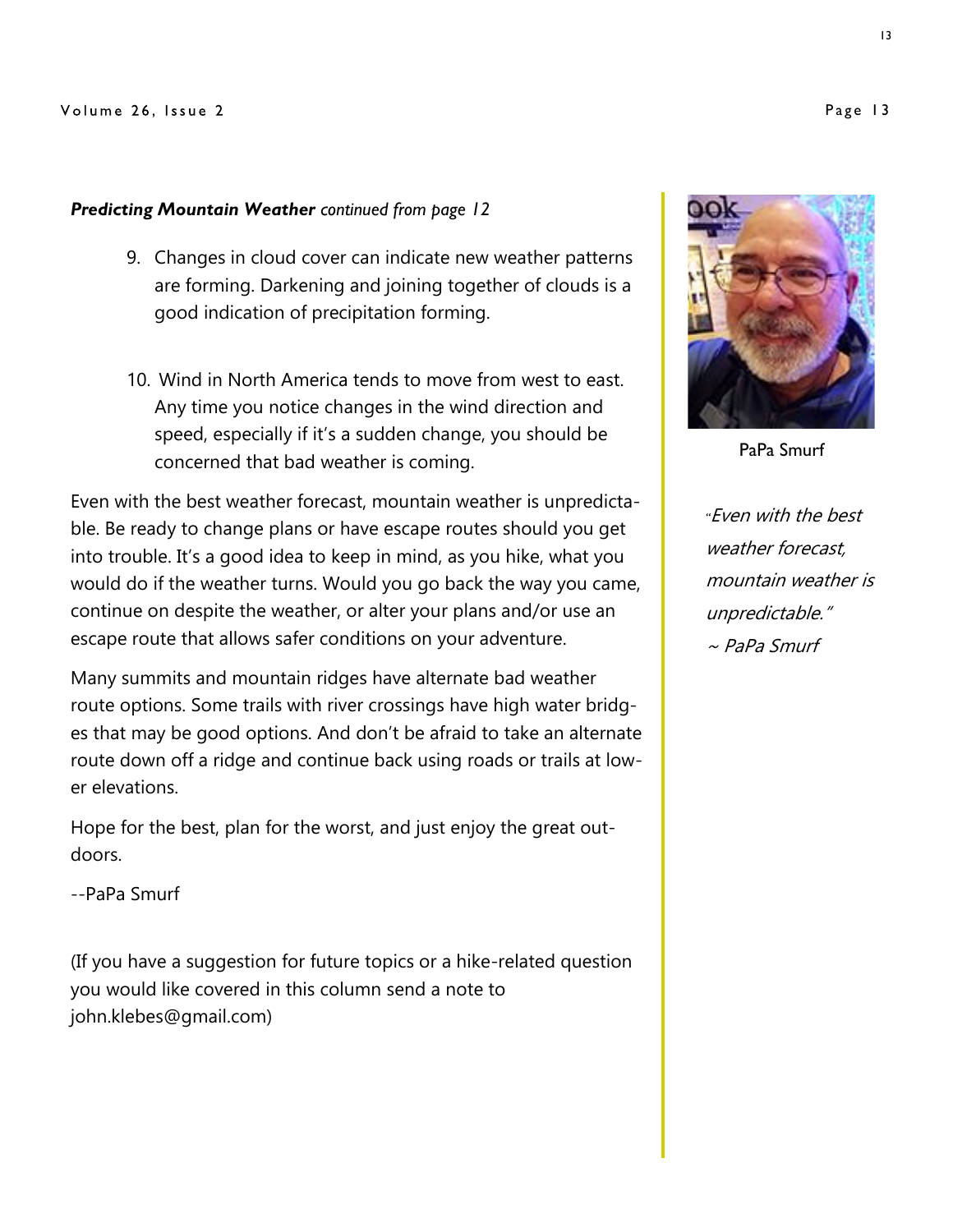***Predicting Mountain Weather*** *continued from page 12*

9. Changes in cloud cover can indicate new weather patterns are forming. Darkening and joining together of clouds is a good indication of precipitation forming.

10. Wind in North America tends to move from west to east. Any time you notice changes in the wind direction and speed, especially if it's a sudden change, you should be concerned that bad weather is coming.

Even with the best weather forecast, mountain weather is unpredictable. Be ready to change plans or have escape routes should you get into trouble. It's a good idea to keep in mind, as you hike, what you would do if the weather turns. Would you go back the way you came, continue on despite the weather, or alter your plans and/or use an escape route that allows safer conditions on your adventure.

Many summits and mountain ridges have alternate bad weather route options. Some trails with river crossings have high water bridges that may be good options. And don't be afraid to take an alternate route down off a ridge and continue back using roads or trails at lower elevations.

Hope for the best, plan for the worst, and just enjoy the great outdoors.

--PaPa Smurf

(If you have a suggestion for future topics or a hike-related question you would like covered in this column send a note to john.klebes@gmail.com)

PaPa Smurf

*"Even with the best weather forecast, mountain weather is unpredictable."*
*~ PaPa Smurf*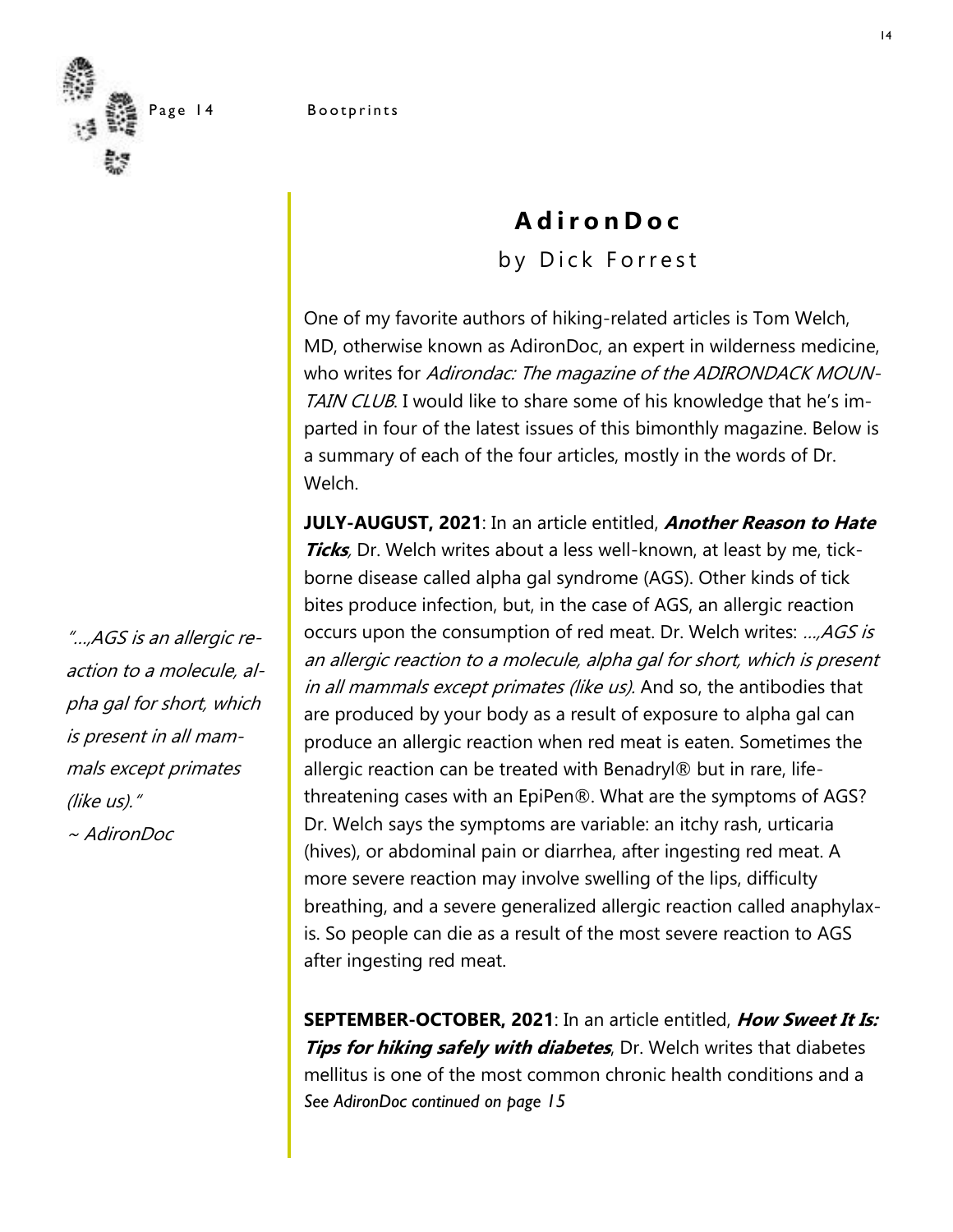## AdironDoc

by Dick Forrest

One of my favorite authors of hiking-related articles is Tom Welch, MD, otherwise known as AdironDoc, an expert in wilderness medicine, who writes for *Adirondac: The magazine of the ADIRONDACK MOUNTAIN CLUB*. I would like to share some of his knowledge that he's imparted in four of the latest issues of this bimonthly magazine. Below is a summary of each of the four articles, mostly in the words of Dr. Welch.

**JULY-AUGUST, 2021**: In an article entitled, ***Another Reason to Hate Ticks***, Dr. Welch writes about a less well-known, at least by me, tick-borne disease called alpha gal syndrome (AGS). Other kinds of tick bites produce infection, but, in the case of AGS, an allergic reaction occurs upon the consumption of red meat. Dr. Welch writes: *...,AGS is an allergic reaction to a molecule, alpha gal for short, which is present in all mammals except primates (like us).* And so, the antibodies that are produced by your body as a result of exposure to alpha gal can produce an allergic reaction when red meat is eaten. Sometimes the allergic reaction can be treated with Benadryl® but in rare, life-threatening cases with an EpiPen®. What are the symptoms of AGS? Dr. Welch says the symptoms are variable: an itchy rash, urticaria (hives), or abdominal pain or diarrhea, after ingesting red meat. A more severe reaction may involve swelling of the lips, difficulty breathing, and a severe generalized allergic reaction called anaphylaxis. So people can die as a result of the most severe reaction to AGS after ingesting red meat.

*"...,AGS is an allergic reaction to a molecule, alpha gal for short, which is present in all mammals except primates (like us)."*
*~ AdironDoc*

**SEPTEMBER-OCTOBER, 2021**: In an article entitled, ***How Sweet It Is: Tips for hiking safely with diabetes***, Dr. Welch writes that diabetes mellitus is one of the most common chronic health conditions and a

*See AdironDoc continued on page 15*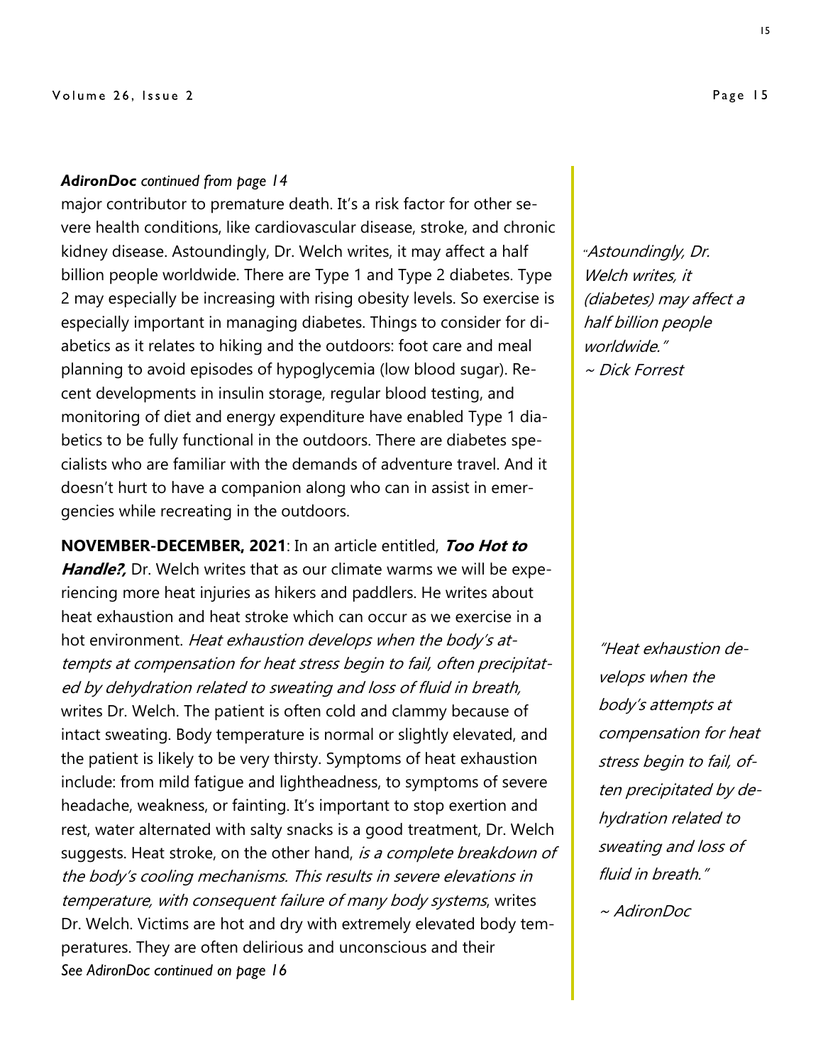***AdironDoc** continued from page 14*

major contributor to premature death. It's a risk factor for other severe health conditions, like cardiovascular disease, stroke, and chronic kidney disease. Astoundingly, Dr. Welch writes, it may affect a half billion people worldwide. There are Type 1 and Type 2 diabetes. Type 2 may especially be increasing with rising obesity levels. So exercise is especially important in managing diabetes. Things to consider for diabetics as it relates to hiking and the outdoors: foot care and meal planning to avoid episodes of hypoglycemia (low blood sugar). Recent developments in insulin storage, regular blood testing, and monitoring of diet and energy expenditure have enabled Type 1 diabetics to be fully functional in the outdoors. There are diabetes specialists who are familiar with the demands of adventure travel. And it doesn't hurt to have a companion along who can in assist in emergencies while recreating in the outdoors.

*"Astoundingly, Dr. Welch writes, it (diabetes) may affect a half billion people worldwide."*
*~ Dick Forrest*

**NOVEMBER-DECEMBER, 2021**: In an article entitled, ***Too Hot to Handle?,*** Dr. Welch writes that as our climate warms we will be experiencing more heat injuries as hikers and paddlers. He writes about heat exhaustion and heat stroke which can occur as we exercise in a hot environment. *Heat exhaustion develops when the body's attempts at compensation for heat stress begin to fail, often precipitated by dehydration related to sweating and loss of fluid in breath,* writes Dr. Welch. The patient is often cold and clammy because of intact sweating. Body temperature is normal or slightly elevated, and the patient is likely to be very thirsty. Symptoms of heat exhaustion include: from mild fatigue and lightheadness, to symptoms of severe headache, weakness, or fainting. It's important to stop exertion and rest, water alternated with salty snacks is a good treatment, Dr. Welch suggests. Heat stroke, on the other hand, *is a complete breakdown of the body's cooling mechanisms. This results in severe elevations in temperature, with consequent failure of many body systems*, writes Dr. Welch. Victims are hot and dry with extremely elevated body temperatures. They are often delirious and unconscious and their

*"Heat exhaustion develops when the body's attempts at compensation for heat stress begin to fail, often precipitated by dehydration related to sweating and loss of fluid in breath."*
*~ AdironDoc*

*See AdironDoc continued on page 16*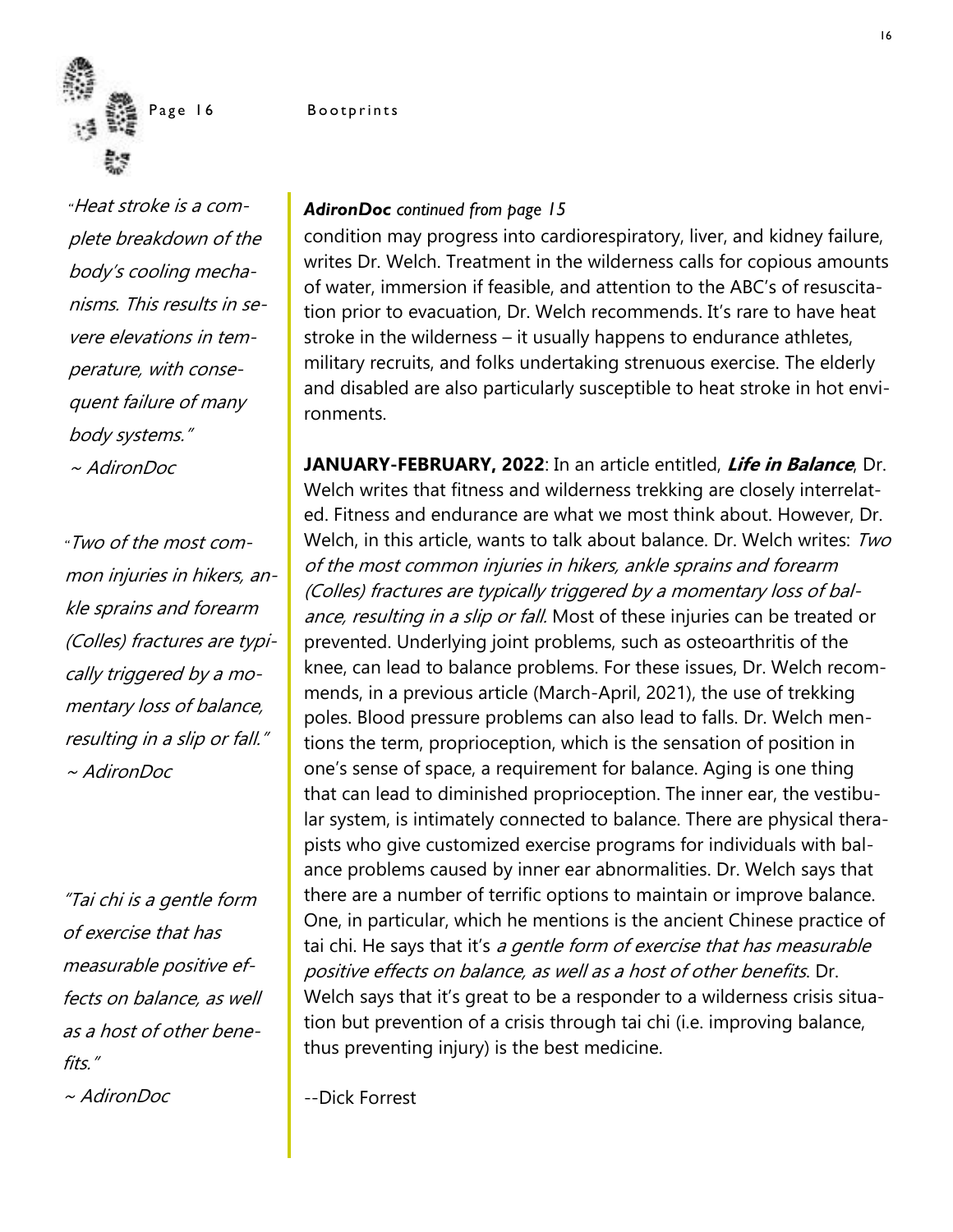"*Heat stroke is a complete breakdown of the body's cooling mechanisms. This results in severe elevations in temperature, with consequent failure of many body systems.*"
*~ AdironDoc*

"*Two of the most common injuries in hikers, ankle sprains and forearm (Colles) fractures are typically triggered by a momentary loss of balance, resulting in a slip or fall.*"
*~ AdironDoc*

"*Tai chi is a gentle form of exercise that has measurable positive effects on balance, as well as a host of other benefits.*"
*~ AdironDoc*

***AdironDoc** continued from page 15*

condition may progress into cardiorespiratory, liver, and kidney failure, writes Dr. Welch. Treatment in the wilderness calls for copious amounts of water, immersion if feasible, and attention to the ABC's of resuscitation prior to evacuation, Dr. Welch recommends. It's rare to have heat stroke in the wilderness – it usually happens to endurance athletes, military recruits, and folks undertaking strenuous exercise. The elderly and disabled are also particularly susceptible to heat stroke in hot environments.

**JANUARY-FEBRUARY, 2022**: In an article entitled, ***Life in Balance***, Dr. Welch writes that fitness and wilderness trekking are closely interrelated. Fitness and endurance are what we most think about. However, Dr. Welch, in this article, wants to talk about balance. Dr. Welch writes: *Two of the most common injuries in hikers, ankle sprains and forearm (Colles) fractures are typically triggered by a momentary loss of balance, resulting in a slip or fall.* Most of these injuries can be treated or prevented. Underlying joint problems, such as osteoarthritis of the knee, can lead to balance problems. For these issues, Dr. Welch recommends, in a previous article (March-April, 2021), the use of trekking poles. Blood pressure problems can also lead to falls. Dr. Welch mentions the term, proprioception, which is the sensation of position in one's sense of space, a requirement for balance. Aging is one thing that can lead to diminished proprioception. The inner ear, the vestibular system, is intimately connected to balance. There are physical therapists who give customized exercise programs for individuals with balance problems caused by inner ear abnormalities. Dr. Welch says that there are a number of terrific options to maintain or improve balance. One, in particular, which he mentions is the ancient Chinese practice of tai chi. He says that it's *a gentle form of exercise that has measurable positive effects on balance, as well as a host of other benefits*. Dr. Welch says that it's great to be a responder to a wilderness crisis situation but prevention of a crisis through tai chi (i.e. improving balance, thus preventing injury) is the best medicine.

--Dick Forrest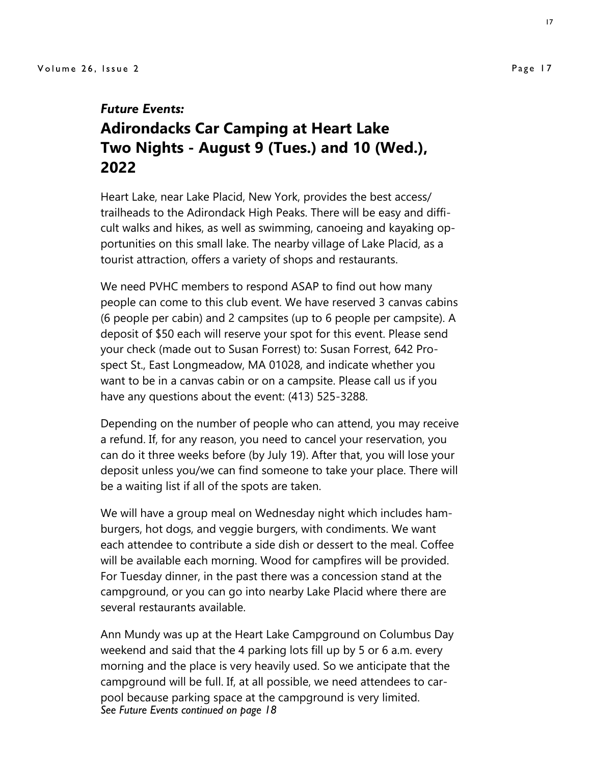*Future Events:*

## Adirondacks Car Camping at Heart Lake Two Nights - August 9 (Tues.) and 10 (Wed.), 2022

Heart Lake, near Lake Placid, New York, provides the best access/ trailheads to the Adirondack High Peaks. There will be easy and difficult walks and hikes, as well as swimming, canoeing and kayaking opportunities on this small lake. The nearby village of Lake Placid, as a tourist attraction, offers a variety of shops and restaurants.

We need PVHC members to respond ASAP to find out how many people can come to this club event. We have reserved 3 canvas cabins (6 people per cabin) and 2 campsites (up to 6 people per campsite). A deposit of $50 each will reserve your spot for this event. Please send your check (made out to Susan Forrest) to: Susan Forrest, 642 Prospect St., East Longmeadow, MA 01028, and indicate whether you want to be in a canvas cabin or on a campsite. Please call us if you have any questions about the event: (413) 525-3288.

Depending on the number of people who can attend, you may receive a refund. If, for any reason, you need to cancel your reservation, you can do it three weeks before (by July 19). After that, you will lose your deposit unless you/we can find someone to take your place. There will be a waiting list if all of the spots are taken.

We will have a group meal on Wednesday night which includes hamburgers, hot dogs, and veggie burgers, with condiments. We want each attendee to contribute a side dish or dessert to the meal. Coffee will be available each morning. Wood for campfires will be provided. For Tuesday dinner, in the past there was a concession stand at the campground, or you can go into nearby Lake Placid where there are several restaurants available.

Ann Mundy was up at the Heart Lake Campground on Columbus Day weekend and said that the 4 parking lots fill up by 5 or 6 a.m. every morning and the place is very heavily used. So we anticipate that the campground will be full. If, at all possible, we need attendees to carpool because parking space at the campground is very limited.

*See Future Events continued on page 18*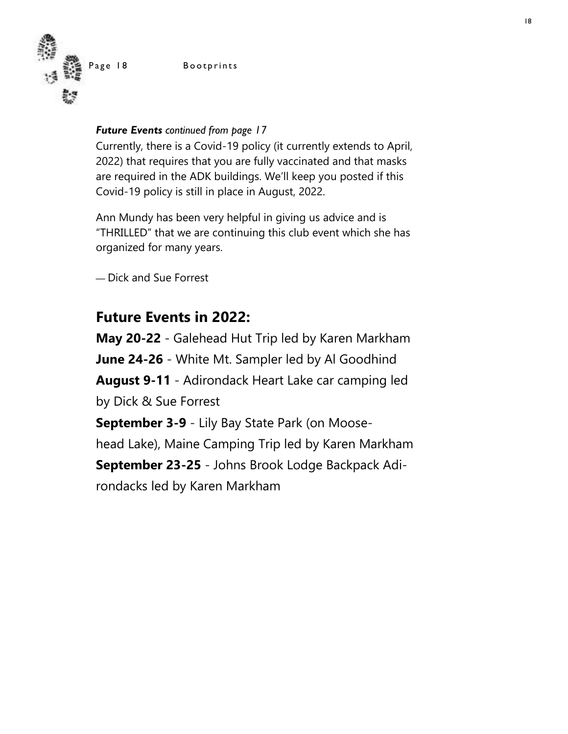***Future Events*** *continued from page 17*

Currently, there is a Covid-19 policy (it currently extends to April, 2022) that requires that you are fully vaccinated and that masks are required in the ADK buildings. We'll keep you posted if this Covid-19 policy is still in place in August, 2022.

Ann Mundy has been very helpful in giving us advice and is "THRILLED" that we are continuing this club event which she has organized for many years.

— Dick and Sue Forrest

## Future Events in 2022:

**May 20-22** - Galehead Hut Trip led by Karen Markham

**June 24-26** - White Mt. Sampler led by Al Goodhind

**August 9-11** - Adirondack Heart Lake car camping led by Dick & Sue Forrest

**September 3-9** - Lily Bay State Park (on Moosehead Lake), Maine Camping Trip led by Karen Markham

**September 23-25** - Johns Brook Lodge Backpack Adirondacks led by Karen Markham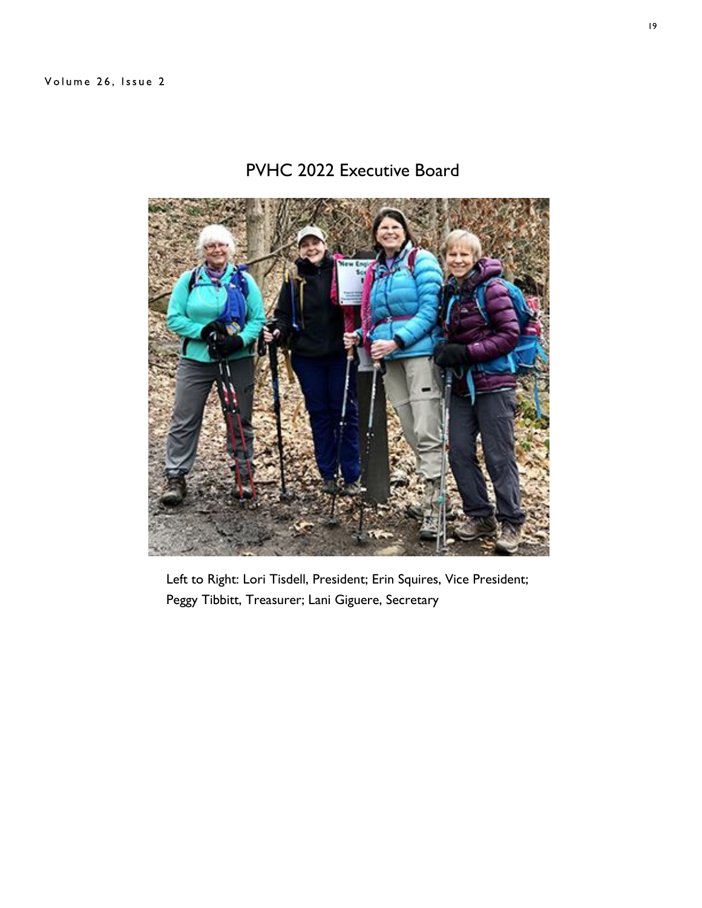# PVHC 2022 Executive Board

Left to Right: Lori Tisdell, President; Erin Squires, Vice President; Peggy Tibbitt, Treasurer; Lani Giguere, Secretary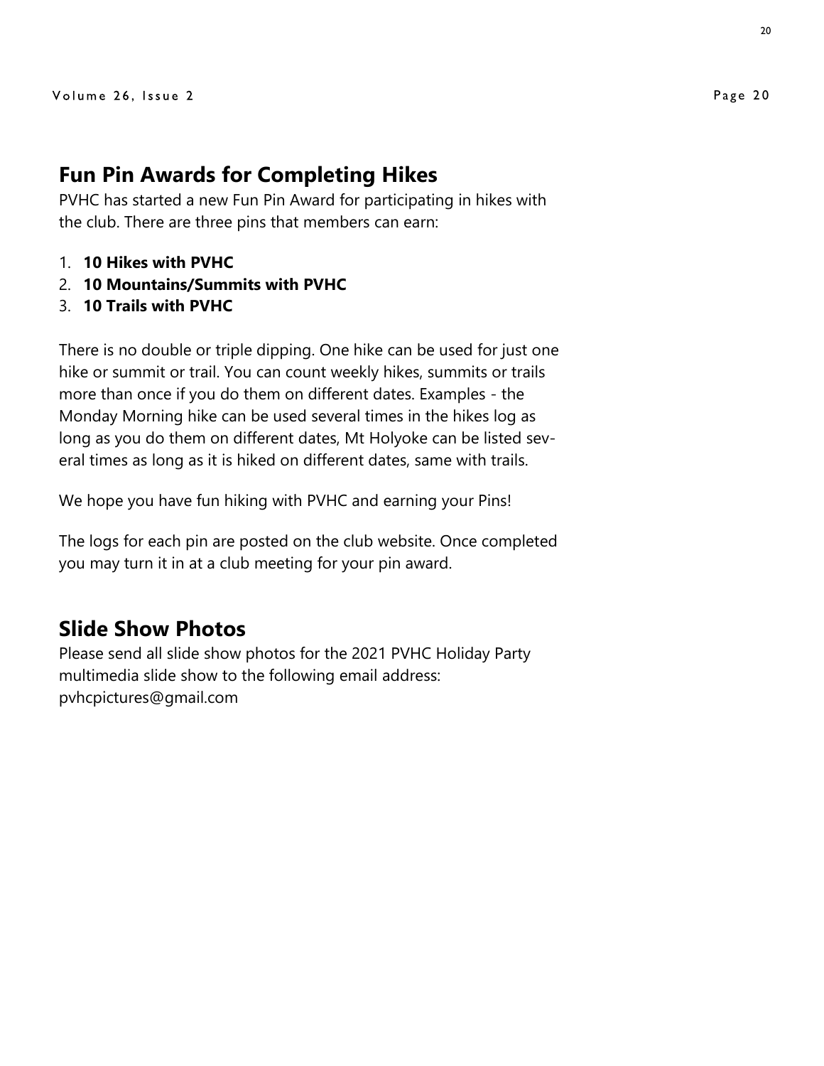## Fun Pin Awards for Completing Hikes

PVHC has started a new Fun Pin Award for participating in hikes with the club. There are three pins that members can earn:

1. **10 Hikes with PVHC**
2. **10 Mountains/Summits with PVHC**
3. **10 Trails with PVHC**

There is no double or triple dipping. One hike can be used for just one hike or summit or trail. You can count weekly hikes, summits or trails more than once if you do them on different dates. Examples - the Monday Morning hike can be used several times in the hikes log as long as you do them on different dates, Mt Holyoke can be listed several times as long as it is hiked on different dates, same with trails.

We hope you have fun hiking with PVHC and earning your Pins!

The logs for each pin are posted on the club website. Once completed you may turn it in at a club meeting for your pin award.

## Slide Show Photos

Please send all slide show photos for the 2021 PVHC Holiday Party multimedia slide show to the following email address: pvhcpictures@gmail.com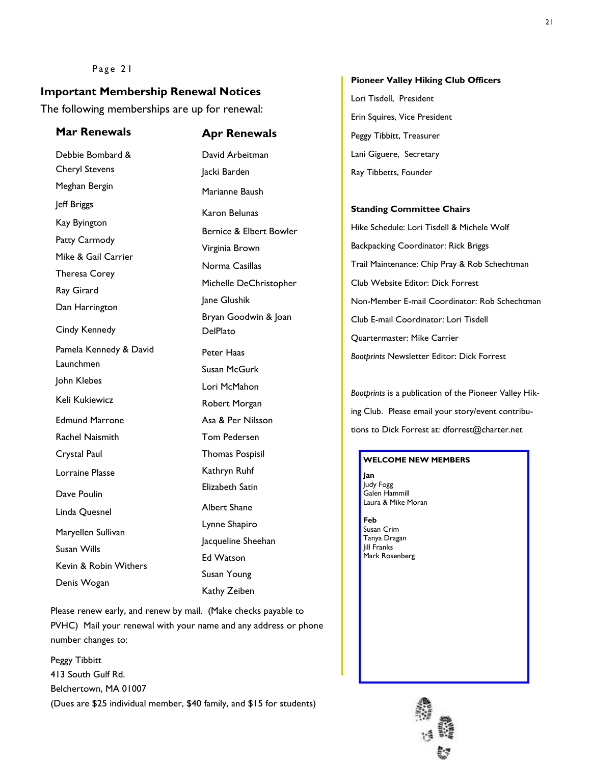## Important Membership Renewal Notices

The following memberships are up for renewal:

### Mar Renewals

Debbie Bombard & Cheryl Stevens
Meghan Bergin
Jeff Briggs
Kay Byington
Patty Carmody
Mike & Gail Carrier
Theresa Corey
Ray Girard
Dan Harrington
Cindy Kennedy
Pamela Kennedy & David Launchmen
John Klebes
Keli Kukiewicz
Edmund Marrone
Rachel Naismith
Crystal Paul
Lorraine Plasse
Dave Poulin
Linda Quesnel
Maryellen Sullivan
Susan Wills
Kevin & Robin Withers
Denis Wogan

### Apr Renewals

David Arbeitman
Jacki Barden
Marianne Baush
Karon Belunas
Bernice & Elbert Bowler
Virginia Brown
Norma Casillas
Michelle DeChristopher
Jane Glushik
Bryan Goodwin & Joan DelPlato
Peter Haas
Susan McGurk
Lori McMahon
Robert Morgan
Asa & Per Nilsson
Tom Pedersen
Thomas Pospisil
Kathryn Ruhf
Elizabeth Satin
Albert Shane
Lynne Shapiro
Jacqueline Sheehan
Ed Watson
Susan Young
Kathy Zeiben

Please renew early, and renew by mail. (Make checks payable to PVHC) Mail your renewal with your name and any address or phone number changes to:

Peggy Tibbitt
413 South Gulf Rd.
Belchertown, MA 01007
(Dues are $25 individual member, $40 family, and $15 for students)

**Pioneer Valley Hiking Club Officers**

Lori Tisdell, President
Erin Squires, Vice President
Peggy Tibbitt, Treasurer
Lani Giguere, Secretary
Ray Tibbetts, Founder

**Standing Committee Chairs**

Hike Schedule: Lori Tisdell & Michele Wolf
Backpacking Coordinator: Rick Briggs
Trail Maintenance: Chip Pray & Rob Schechtman
Club Website Editor: Dick Forrest
Non-Member E-mail Coordinator: Rob Schechtman
Club E-mail Coordinator: Lori Tisdell
Quartermaster: Mike Carrier
*Bootprints* Newsletter Editor: Dick Forrest

*Bootprints* is a publication of the Pioneer Valley Hiking Club. Please email your story/event contributions to Dick Forrest at: dforrest@charter.net

**WELCOME NEW MEMBERS**

**Jan**
Judy Fogg
Galen Hammill
Laura & Mike Moran

**Feb**
Susan Crim
Tanya Dragan
Jill Franks
Mark Rosenberg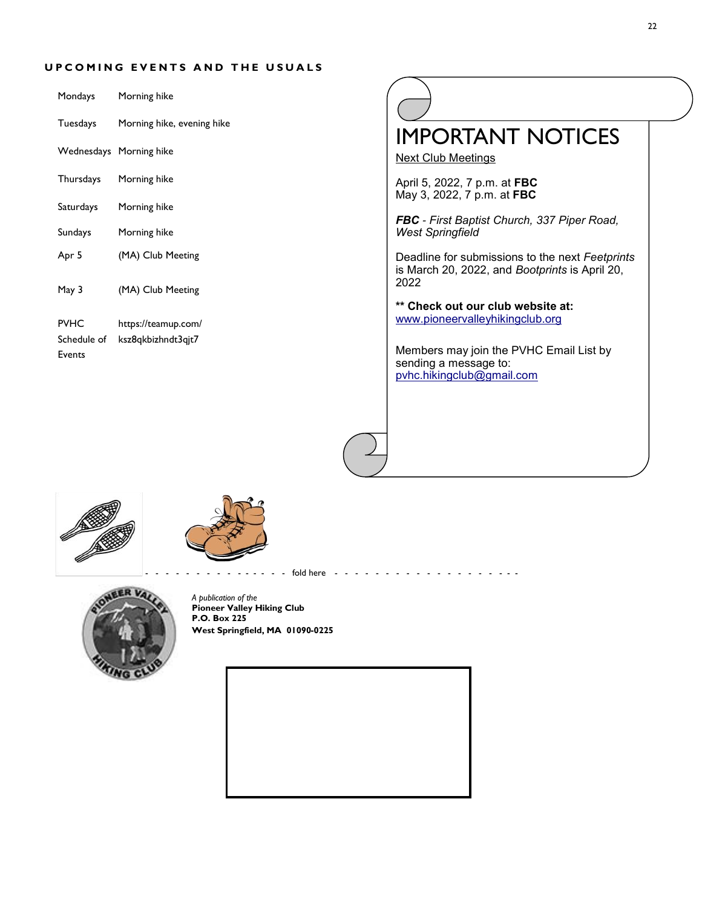## UPCOMING EVENTS AND THE USUALS

| | |
|---|---|
| Mondays | Morning hike |
| Tuesdays | Morning hike, evening hike |
| Wednesdays | Morning hike |
| Thursdays | Morning hike |
| Saturdays | Morning hike |
| Sundays | Morning hike |
| Apr 5 | (MA) Club Meeting |
| May 3 | (MA) Club Meeting |
| PVHC Schedule of Events | https://teamup.com/ksz8qkbizhndt3qjt7 |

## IMPORTANT NOTICES

Next Club Meetings

April 5, 2022, 7 p.m. at **FBC**
May 3, 2022, 7 p.m. at **FBC**

***FBC*** *- First Baptist Church, 337 Piper Road, West Springfield*

Deadline for submissions to the next *Feetprints* is March 20, 2022, and *Bootprints* is April 20, 2022

**** Check out our club website at:**
www.pioneervalleyhikingclub.org

Members may join the PVHC Email List by sending a message to:
pvhc.hikingclub@gmail.com

- - - - - - - - - - - - - - - fold here - - - - - - - - - - - - - - - - - - -

*A publication of the*
**Pioneer Valley Hiking Club**
**P.O. Box 225**
**West Springfield, MA 01090-0225**